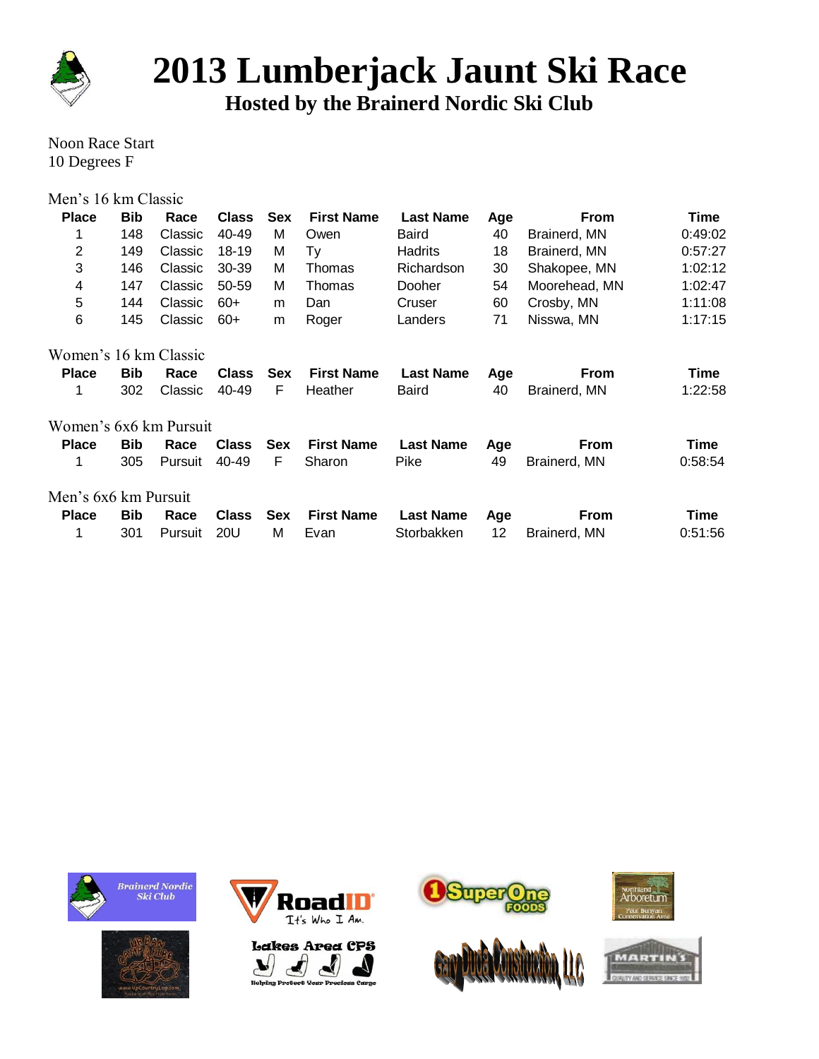# 2013 Lumberjack Jaunt Ski Race

## Hosted by the Brainerd Nordic Ski Club

Noon Race Start
10 Degrees F

Men's 16 km Classic

| Place | Bib | Race | Class | Sex | First Name | Last Name | Age | From | Time |
|---|---|---|---|---|---|---|---|---|---|
| 1 | 148 | Classic | 40-49 | M | Owen | Baird | 40 | Brainerd, MN | 0:49:02 |
| 2 | 149 | Classic | 18-19 | M | Ty | Hadrits | 18 | Brainerd, MN | 0:57:27 |
| 3 | 146 | Classic | 30-39 | M | Thomas | Richardson | 30 | Shakopee, MN | 1:02:12 |
| 4 | 147 | Classic | 50-59 | M | Thomas | Dooher | 54 | Moorehead, MN | 1:02:47 |
| 5 | 144 | Classic | 60+ | m | Dan | Cruser | 60 | Crosby, MN | 1:11:08 |
| 6 | 145 | Classic | 60+ | m | Roger | Landers | 71 | Nisswa, MN | 1:17:15 |

Women's 16 km Classic

| Place | Bib | Race | Class | Sex | First Name | Last Name | Age | From | Time |
|---|---|---|---|---|---|---|---|---|---|
| 1 | 302 | Classic | 40-49 | F | Heather | Baird | 40 | Brainerd, MN | 1:22:58 |

Women's 6x6 km Pursuit

| Place | Bib | Race | Class | Sex | First Name | Last Name | Age | From | Time |
|---|---|---|---|---|---|---|---|---|---|
| 1 | 305 | Pursuit | 40-49 | F | Sharon | Pike | 49 | Brainerd, MN | 0:58:54 |

Men's 6x6 km Pursuit

| Place | Bib | Race | Class | Sex | First Name | Last Name | Age | From | Time |
|---|---|---|---|---|---|---|---|---|---|
| 1 | 301 | Pursuit | 20U | M | Evan | Storbakken | 12 | Brainerd, MN | 0:51:56 |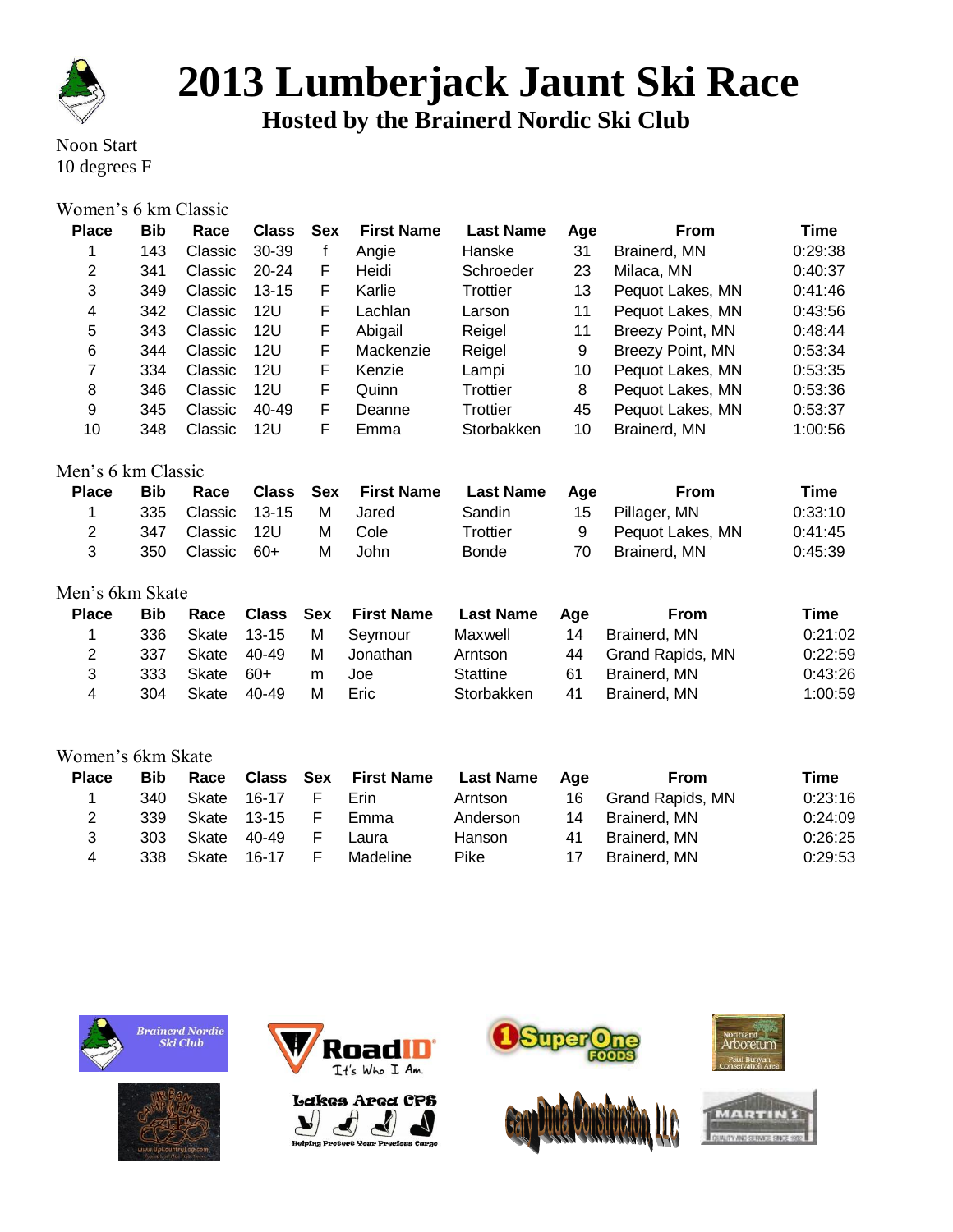# 2013 Lumberjack Jaunt Ski Race

## Hosted by the Brainerd Nordic Ski Club

Noon Start
10 degrees F

### Women's 6 km Classic

| Place | Bib | Race | Class | Sex | First Name | Last Name | Age | From | Time |
|---|---|---|---|---|---|---|---|---|---|
| 1 | 143 | Classic | 30-39 | f | Angie | Hanske | 31 | Brainerd, MN | 0:29:38 |
| 2 | 341 | Classic | 20-24 | F | Heidi | Schroeder | 23 | Milaca, MN | 0:40:37 |
| 3 | 349 | Classic | 13-15 | F | Karlie | Trottier | 13 | Pequot Lakes, MN | 0:41:46 |
| 4 | 342 | Classic | 12U | F | Lachlan | Larson | 11 | Pequot Lakes, MN | 0:43:56 |
| 5 | 343 | Classic | 12U | F | Abigail | Reigel | 11 | Breezy Point, MN | 0:48:44 |
| 6 | 344 | Classic | 12U | F | Mackenzie | Reigel | 9 | Breezy Point, MN | 0:53:34 |
| 7 | 334 | Classic | 12U | F | Kenzie | Lampi | 10 | Pequot Lakes, MN | 0:53:35 |
| 8 | 346 | Classic | 12U | F | Quinn | Trottier | 8 | Pequot Lakes, MN | 0:53:36 |
| 9 | 345 | Classic | 40-49 | F | Deanne | Trottier | 45 | Pequot Lakes, MN | 0:53:37 |
| 10 | 348 | Classic | 12U | F | Emma | Storbakken | 10 | Brainerd, MN | 1:00:56 |

### Men's 6 km Classic

| Place | Bib | Race | Class | Sex | First Name | Last Name | Age | From | Time |
|---|---|---|---|---|---|---|---|---|---|
| 1 | 335 | Classic | 13-15 | M | Jared | Sandin | 15 | Pillager, MN | 0:33:10 |
| 2 | 347 | Classic | 12U | M | Cole | Trottier | 9 | Pequot Lakes, MN | 0:41:45 |
| 3 | 350 | Classic | 60+ | M | John | Bonde | 70 | Brainerd, MN | 0:45:39 |

### Men's 6km Skate

| Place | Bib | Race | Class | Sex | First Name | Last Name | Age | From | Time |
|---|---|---|---|---|---|---|---|---|---|
| 1 | 336 | Skate | 13-15 | M | Seymour | Maxwell | 14 | Brainerd, MN | 0:21:02 |
| 2 | 337 | Skate | 40-49 | M | Jonathan | Arntson | 44 | Grand Rapids, MN | 0:22:59 |
| 3 | 333 | Skate | 60+ | m | Joe | Stattine | 61 | Brainerd, MN | 0:43:26 |
| 4 | 304 | Skate | 40-49 | M | Eric | Storbakken | 41 | Brainerd, MN | 1:00:59 |

### Women's 6km Skate

| Place | Bib | Race | Class | Sex | First Name | Last Name | Age | From | Time |
|---|---|---|---|---|---|---|---|---|---|
| 1 | 340 | Skate | 16-17 | F | Erin | Arntson | 16 | Grand Rapids, MN | 0:23:16 |
| 2 | 339 | Skate | 13-15 | F | Emma | Anderson | 14 | Brainerd, MN | 0:24:09 |
| 3 | 303 | Skate | 40-49 | F | Laura | Hanson | 41 | Brainerd, MN | 0:26:25 |
| 4 | 338 | Skate | 16-17 | F | Madeline | Pike | 17 | Brainerd, MN | 0:29:53 |

Brainerd Nordic Ski Club

RoadID It's Who I Am.

Super One Foods

Northland Arboretum — Paul Bunyan Conservation Area

Lakes Area CPS — Helping Protect Your Precious Cargo

Gary Dudek Construction, LLC

Martin's — Quality and Service Since 1932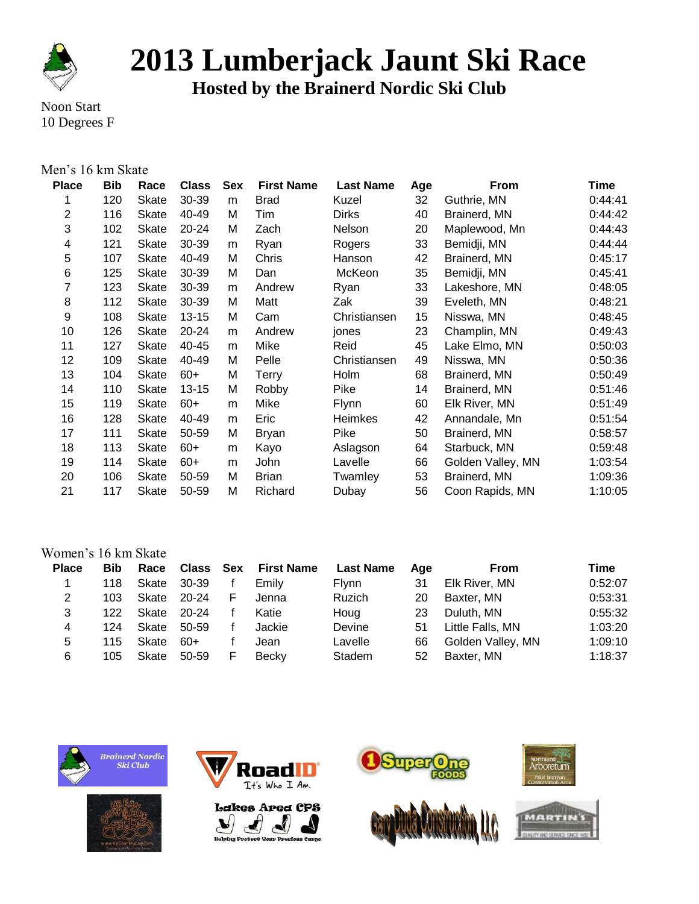# 2013 Lumberjack Jaunt Ski Race

## Hosted by the Brainerd Nordic Ski Club

Noon Start
10 Degrees F

Men's 16 km Skate

| Place | Bib | Race | Class | Sex | First Name | Last Name | Age | From | Time |
|---|---|---|---|---|---|---|---|---|---|
| 1 | 120 | Skate | 30-39 | m | Brad | Kuzel | 32 | Guthrie, MN | 0:44:41 |
| 2 | 116 | Skate | 40-49 | M | Tim | Dirks | 40 | Brainerd, MN | 0:44:42 |
| 3 | 102 | Skate | 20-24 | M | Zach | Nelson | 20 | Maplewood, Mn | 0:44:43 |
| 4 | 121 | Skate | 30-39 | m | Ryan | Rogers | 33 | Bemidji, MN | 0:44:44 |
| 5 | 107 | Skate | 40-49 | M | Chris | Hanson | 42 | Brainerd, MN | 0:45:17 |
| 6 | 125 | Skate | 30-39 | M | Dan | McKeon | 35 | Bemidji, MN | 0:45:41 |
| 7 | 123 | Skate | 30-39 | m | Andrew | Ryan | 33 | Lakeshore, MN | 0:48:05 |
| 8 | 112 | Skate | 30-39 | M | Matt | Zak | 39 | Eveleth, MN | 0:48:21 |
| 9 | 108 | Skate | 13-15 | M | Cam | Christiansen | 15 | Nisswa, MN | 0:48:45 |
| 10 | 126 | Skate | 20-24 | m | Andrew | jones | 23 | Champlin, MN | 0:49:43 |
| 11 | 127 | Skate | 40-45 | m | Mike | Reid | 45 | Lake Elmo, MN | 0:50:03 |
| 12 | 109 | Skate | 40-49 | M | Pelle | Christiansen | 49 | Nisswa, MN | 0:50:36 |
| 13 | 104 | Skate | 60+ | M | Terry | Holm | 68 | Brainerd, MN | 0:50:49 |
| 14 | 110 | Skate | 13-15 | M | Robby | Pike | 14 | Brainerd, MN | 0:51:46 |
| 15 | 119 | Skate | 60+ | m | Mike | Flynn | 60 | Elk River, MN | 0:51:49 |
| 16 | 128 | Skate | 40-49 | m | Eric | Heimkes | 42 | Annandale, Mn | 0:51:54 |
| 17 | 111 | Skate | 50-59 | M | Bryan | Pike | 50 | Brainerd, MN | 0:58:57 |
| 18 | 113 | Skate | 60+ | m | Kayo | Aslagson | 64 | Starbuck, MN | 0:59:48 |
| 19 | 114 | Skate | 60+ | m | John | Lavelle | 66 | Golden Valley, MN | 1:03:54 |
| 20 | 106 | Skate | 50-59 | M | Brian | Twamley | 53 | Brainerd, MN | 1:09:36 |
| 21 | 117 | Skate | 50-59 | M | Richard | Dubay | 56 | Coon Rapids, MN | 1:10:05 |

Women's 16 km Skate

| Place | Bib | Race | Class | Sex | First Name | Last Name | Age | From | Time |
|---|---|---|---|---|---|---|---|---|---|
| 1 | 118 | Skate | 30-39 | f | Emily | Flynn | 31 | Elk River, MN | 0:52:07 |
| 2 | 103 | Skate | 20-24 | F | Jenna | Ruzich | 20 | Baxter, MN | 0:53:31 |
| 3 | 122 | Skate | 20-24 | f | Katie | Houg | 23 | Duluth, MN | 0:55:32 |
| 4 | 124 | Skate | 50-59 | f | Jackie | Devine | 51 | Little Falls, MN | 1:03:20 |
| 5 | 115 | Skate | 60+ | f | Jean | Lavelle | 66 | Golden Valley, MN | 1:09:10 |
| 6 | 105 | Skate | 50-59 | F | Becky | Stadem | 52 | Baxter, MN | 1:18:37 |